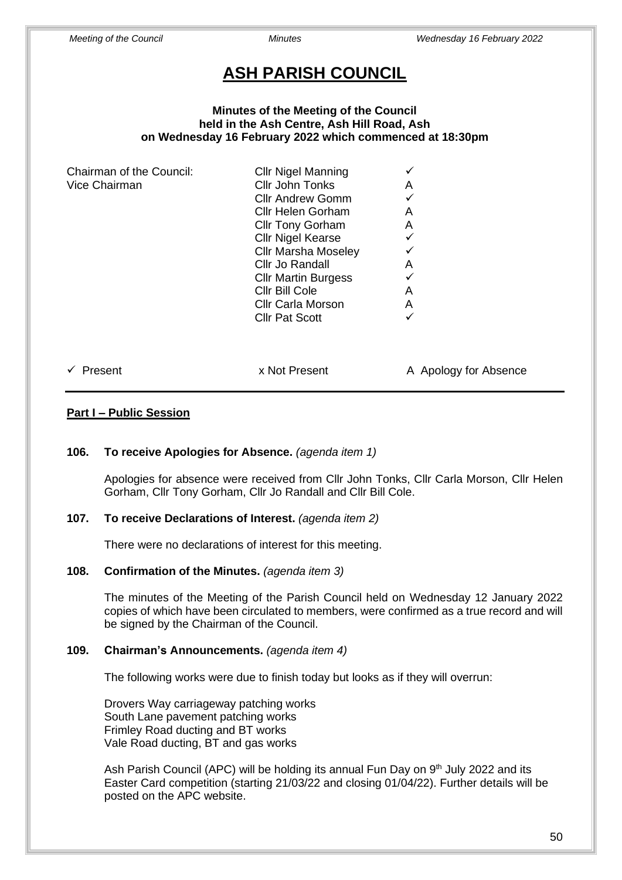# ASH PARISH COUNCIL

**Minutes of the Meeting of the Council**
**held in the Ash Centre, Ash Hill Road, Ash**
**on Wednesday 16 February 2022 which commenced at 18:30pm**

| | | |
|---|---|---|
| Chairman of the Council: | Cllr Nigel Manning | ✓ |
| Vice Chairman | Cllr John Tonks | A |
| | Cllr Andrew Gomm | ✓ |
| | Cllr Helen Gorham | A |
| | Cllr Tony Gorham | A |
| | Cllr Nigel Kearse | ✓ |
| | Cllr Marsha Moseley | ✓ |
| | Cllr Jo Randall | A |
| | Cllr Martin Burgess | ✓ |
| | Cllr Bill Cole | A |
| | Cllr Carla Morson | A |
| | Cllr Pat Scott | ✓ |

✓ Present x Not Present A Apology for Absence

**Part I – Public Session**

**106. To receive Apologies for Absence.** *(agenda item 1)*

Apologies for absence were received from Cllr John Tonks, Cllr Carla Morson, Cllr Helen Gorham, Cllr Tony Gorham, Cllr Jo Randall and Cllr Bill Cole.

**107. To receive Declarations of Interest.** *(agenda item 2)*

There were no declarations of interest for this meeting.

**108. Confirmation of the Minutes.** *(agenda item 3)*

The minutes of the Meeting of the Parish Council held on Wednesday 12 January 2022 copies of which have been circulated to members, were confirmed as a true record and will be signed by the Chairman of the Council.

**109. Chairman's Announcements.** *(agenda item 4)*

The following works were due to finish today but looks as if they will overrun:

Drovers Way carriageway patching works
South Lane pavement patching works
Frimley Road ducting and BT works
Vale Road ducting, BT and gas works

Ash Parish Council (APC) will be holding its annual Fun Day on 9th July 2022 and its Easter Card competition (starting 21/03/22 and closing 01/04/22). Further details will be posted on the APC website.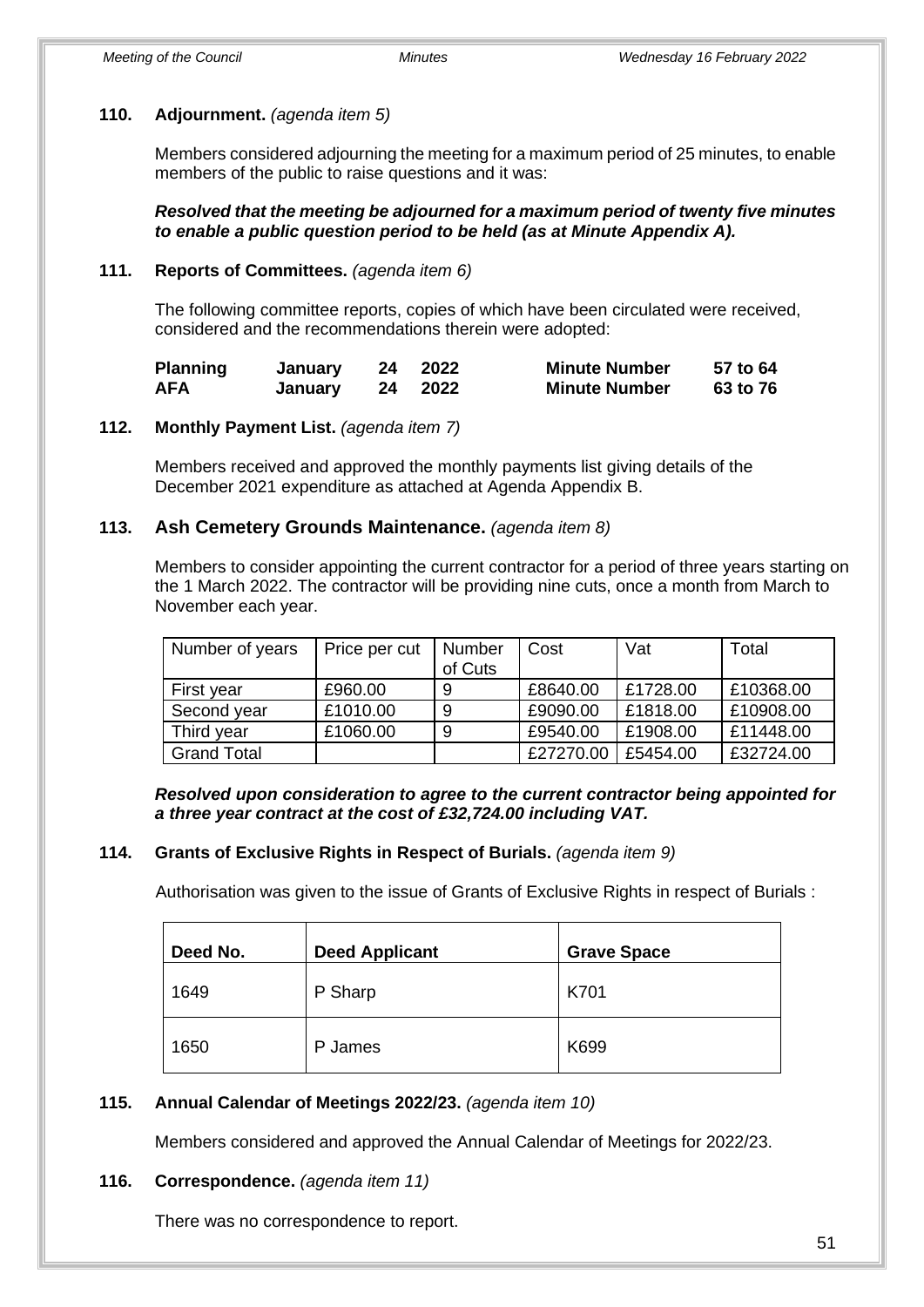**110. Adjournment.** *(agenda item 5)*

Members considered adjourning the meeting for a maximum period of 25 minutes, to enable members of the public to raise questions and it was:

***Resolved that the meeting be adjourned for a maximum period of twenty five minutes to enable a public question period to be held (as at Minute Appendix A).***

**111. Reports of Committees.** *(agenda item 6)*

The following committee reports, copies of which have been circulated were received, considered and the recommendations therein were adopted:

| | | | | | |
|---|---|---|---|---|---|
| **Planning** | **January** | **24** | **2022** | **Minute Number** | **57 to 64** |
| **AFA** | **January** | **24** | **2022** | **Minute Number** | **63 to 76** |

**112. Monthly Payment List.** *(agenda item 7)*

Members received and approved the monthly payments list giving details of the December 2021 expenditure as attached at Agenda Appendix B.

**113. Ash Cemetery Grounds Maintenance.** *(agenda item 8)*

Members to consider appointing the current contractor for a period of three years starting on the 1 March 2022. The contractor will be providing nine cuts, once a month from March to November each year.

| Number of years | Price per cut | Number of Cuts | Cost | Vat | Total |
|---|---|---|---|---|---|
| First year | £960.00 | 9 | £8640.00 | £1728.00 | £10368.00 |
| Second year | £1010.00 | 9 | £9090.00 | £1818.00 | £10908.00 |
| Third year | £1060.00 | 9 | £9540.00 | £1908.00 | £11448.00 |
| Grand Total | | | £27270.00 | £5454.00 | £32724.00 |

***Resolved upon consideration to agree to the current contractor being appointed for a three year contract at the cost of £32,724.00 including VAT.***

**114. Grants of Exclusive Rights in Respect of Burials.** *(agenda item 9)*

Authorisation was given to the issue of Grants of Exclusive Rights in respect of Burials :

| Deed No. | Deed Applicant | Grave Space |
|---|---|---|
| 1649 | P Sharp | K701 |
| 1650 | P James | K699 |

**115. Annual Calendar of Meetings 2022/23.** *(agenda item 10)*

Members considered and approved the Annual Calendar of Meetings for 2022/23.

**116. Correspondence.** *(agenda item 11)*

There was no correspondence to report.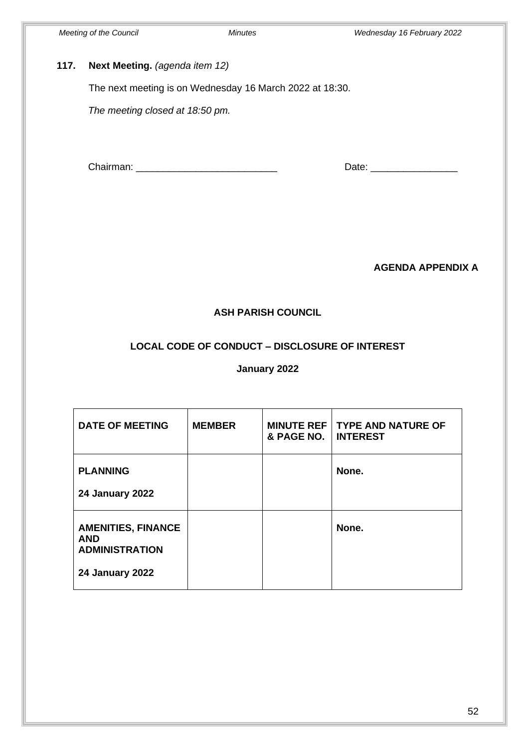**117. Next Meeting.** *(agenda item 12)*

The next meeting is on Wednesday 16 March 2022 at 18:30.

*The meeting closed at 18:50 pm.*

Chairman: ___________________________ Date: ________________

**AGENDA APPENDIX A**

**ASH PARISH COUNCIL**

**LOCAL CODE OF CONDUCT – DISCLOSURE OF INTEREST**

**January 2022**

| DATE OF MEETING | MEMBER | MINUTE REF & PAGE NO. | TYPE AND NATURE OF INTEREST |
|---|---|---|---|
| **PLANNING**<br><br>**24 January 2022** | | | **None.** |
| **AMENITIES, FINANCE AND ADMINISTRATION**<br><br>**24 January 2022** | | | **None.** |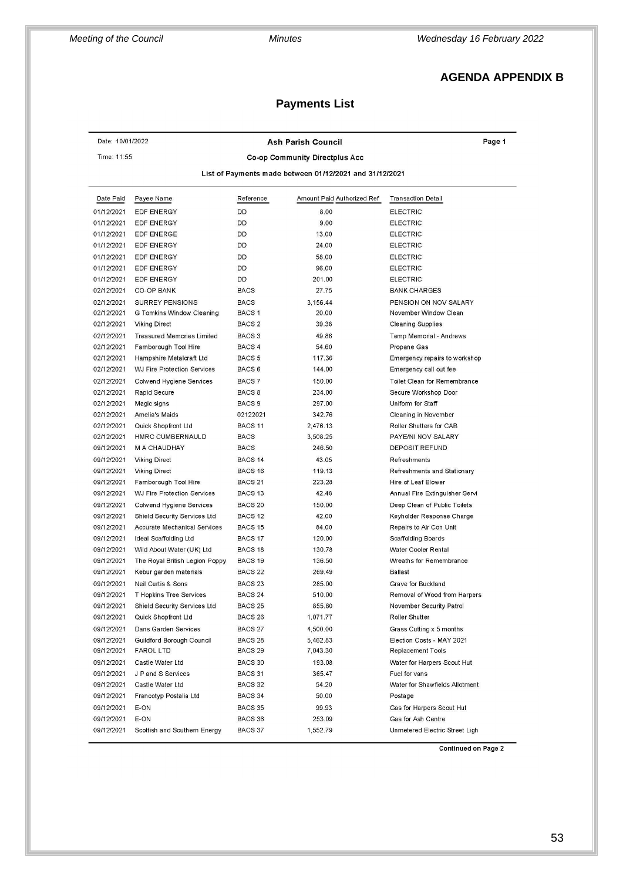## AGENDA APPENDIX B

## Payments List

Date: 10/01/2022

Time: 11:55

**Ash Parish Council**

**Co-op Community Directplus Acc**

**List of Payments made between 01/12/2021 and 31/12/2021**

| Date Paid | Payee Name | Reference | Amount Paid | Authorized Ref | Transaction Detail |
|---|---|---|---|---|---|
| 01/12/2021 | EDF ENERGY | DD | 8.00 | | ELECTRIC |
| 01/12/2021 | EDF ENERGY | DD | 9.00 | | ELECTRIC |
| 01/12/2021 | EDF ENERGE | DD | 13.00 | | ELECTRIC |
| 01/12/2021 | EDF ENERGY | DD | 24.00 | | ELECTRIC |
| 01/12/2021 | EDF ENERGY | DD | 58.00 | | ELECTRIC |
| 01/12/2021 | EDF ENERGY | DD | 96.00 | | ELECTRIC |
| 01/12/2021 | EDF ENERGY | DD | 201.00 | | ELECTRIC |
| 02/12/2021 | CO-OP BANK | BACS | 27.75 | | BANK CHARGES |
| 02/12/2021 | SURREY PENSIONS | BACS | 3,156.44 | | PENSION ON NOV SALARY |
| 02/12/2021 | G Tomkins Window Cleaning | BACS 1 | 20.00 | | November Window Clean |
| 02/12/2021 | Viking Direct | BACS 2 | 39.38 | | Cleaning Supplies |
| 02/12/2021 | Treasured Memories Limited | BACS 3 | 49.86 | | Temp Memorial - Andrews |
| 02/12/2021 | Farnborough Tool Hire | BACS 4 | 54.60 | | Propane Gas |
| 02/12/2021 | Hampshire Metalcraft Ltd | BACS 5 | 117.36 | | Emergency repairs to workshop |
| 02/12/2021 | WJ Fire Protection Services | BACS 6 | 144.00 | | Emergency call out fee |
| 02/12/2021 | Colwend Hygiene Services | BACS 7 | 150.00 | | Toilet Clean for Remembrance |
| 02/12/2021 | Rapid Secure | BACS 8 | 234.00 | | Secure Workshop Door |
| 02/12/2021 | Magic signs | BACS 9 | 297.00 | | Uniform for Staff |
| 02/12/2021 | Amelia's Maids | 02122021 | 342.76 | | Cleaning in November |
| 02/12/2021 | Quick Shopfront Ltd | BACS 11 | 2,476.13 | | Roller Shutters for CAB |
| 02/12/2021 | HMRC CUMBERNAULD | BACS | 3,508.25 | | PAYE/NI NOV SALARY |
| 09/12/2021 | M A CHAUDHAY | BACS | 246.50 | | DEPOSIT REFUND |
| 09/12/2021 | Viking Direct | BACS 14 | 43.05 | | Refreshments |
| 09/12/2021 | Viking Direct | BACS 16 | 119.13 | | Refreshments and Stationary |
| 09/12/2021 | Farnborough Tool Hire | BACS 21 | 223.28 | | Hire of Leaf Blower |
| 09/12/2021 | WJ Fire Protection Services | BACS 13 | 42.48 | | Annual Fire Extinguisher Servi |
| 09/12/2021 | Colwend Hygiene Services | BACS 20 | 150.00 | | Deep Clean of Public Toilets |
| 09/12/2021 | Shield Security Services Ltd | BACS 12 | 42.00 | | Keyholder Response Charge |
| 09/12/2021 | Accurate Mechanical Services | BACS 15 | 84.00 | | Repairs to Air Con Unit |
| 09/12/2021 | Ideal Scaffolding Ltd | BACS 17 | 120.00 | | Scaffolding Boards |
| 09/12/2021 | Wild About Water (UK) Ltd | BACS 18 | 130.78 | | Water Cooler Rental |
| 09/12/2021 | The Royal British Legion Poppy | BACS 19 | 136.50 | | Wreaths for Remembrance |
| 09/12/2021 | Kebur garden materials | BACS 22 | 269.49 | | Ballast |
| 09/12/2021 | Neil Curtis & Sons | BACS 23 | 285.00 | | Grave for Buckland |
| 09/12/2021 | T Hopkins Tree Services | BACS 24 | 510.00 | | Removal of Wood from Harpers |
| 09/12/2021 | Shield Security Services Ltd | BACS 25 | 855.60 | | November Security Patrol |
| 09/12/2021 | Quick Shopfront Ltd | BACS 26 | 1,071.77 | | Roller Shutter |
| 09/12/2021 | Dans Garden Services | BACS 27 | 4,500.00 | | Grass Cutting x 5 months |
| 09/12/2021 | Guildford Borough Council | BACS 28 | 5,462.83 | | Election Costs - MAY 2021 |
| 09/12/2021 | FAROL LTD | BACS 29 | 7,043.30 | | Replacement Tools |
| 09/12/2021 | Castle Water Ltd | BACS 30 | 193.08 | | Water for Harpers Scout Hut |
| 09/12/2021 | J P and S Services | BACS 31 | 365.47 | | Fuel for vans |
| 09/12/2021 | Castle Water Ltd | BACS 32 | 54.20 | | Water for Shawfields Allotment |
| 09/12/2021 | Francotyp Postalia Ltd | BACS 34 | 50.00 | | Postage |
| 09/12/2021 | E-ON | BACS 35 | 99.93 | | Gas for Harpers Scout Hut |
| 09/12/2021 | E-ON | BACS 36 | 253.09 | | Gas for Ash Centre |
| 09/12/2021 | Scottish and Southern Energy | BACS 37 | 1,552.79 | | Unmetered Electric Street Ligh |

Continued on Page 2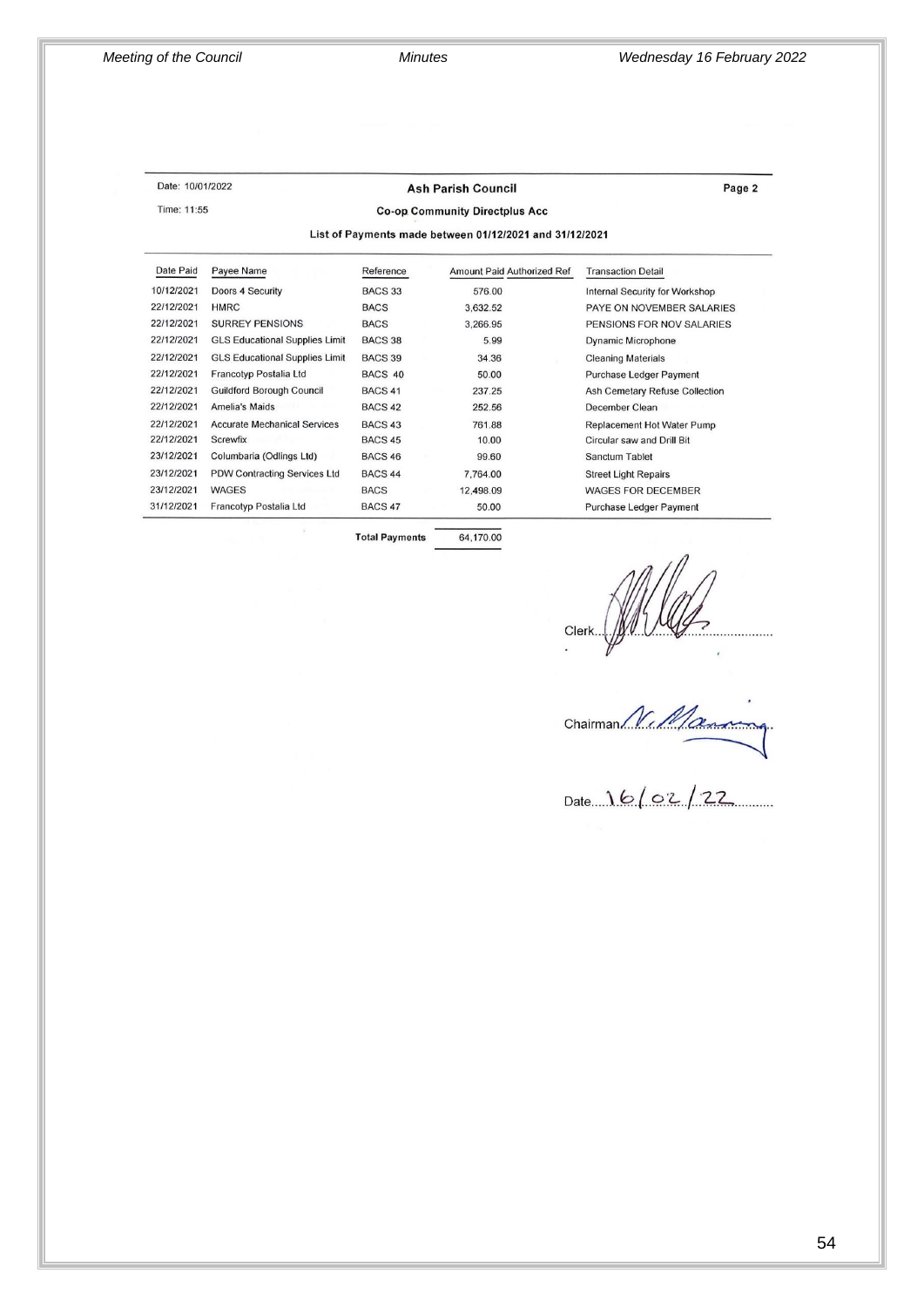Date: 10/01/2022

Time: 11:55

**Ash Parish Council**

**Page 2**

**Co-op Community Directplus Acc**

**List of Payments made between 01/12/2021 and 31/12/2021**

| Date Paid | Payee Name | Reference | Amount Paid | Authorized Ref | Transaction Detail |
|---|---|---|---|---|---|
| 10/12/2021 | Doors 4 Security | BACS 33 | 576.00 | | Internal Security for Workshop |
| 22/12/2021 | HMRC | BACS | 3,632.52 | | PAYE ON NOVEMBER SALARIES |
| 22/12/2021 | SURREY PENSIONS | BACS | 3,266.95 | | PENSIONS FOR NOV SALARIES |
| 22/12/2021 | GLS Educational Supplies Limit | BACS 38 | 5.99 | | Dynamic Microphone |
| 22/12/2021 | GLS Educational Supplies Limit | BACS 39 | 34.36 | | Cleaning Materials |
| 22/12/2021 | Francotyp Postalia Ltd | BACS 40 | 50.00 | | Purchase Ledger Payment |
| 22/12/2021 | Guildford Borough Council | BACS 41 | 237.25 | | Ash Cemetary Refuse Collection |
| 22/12/2021 | Amelia's Maids | BACS 42 | 252.56 | | December Clean |
| 22/12/2021 | Accurate Mechanical Services | BACS 43 | 761.88 | | Replacement Hot Water Pump |
| 22/12/2021 | Screwfix | BACS 45 | 10.00 | | Circular saw and Drill Bit |
| 23/12/2021 | Columbaria (Odlings Ltd) | BACS 46 | 99.60 | | Sanctum Tablet |
| 23/12/2021 | PDW Contracting Services Ltd | BACS 44 | 7,764.00 | | Street Light Repairs |
| 23/12/2021 | WAGES | BACS | 12,498.09 | | WAGES FOR DECEMBER |
| 31/12/2021 | Francotyp Postalia Ltd | BACS 47 | 50.00 | | Purchase Ledger Payment |
| | | **Total Payments** | 64,170.00 | | |

Clerk.......................................

Chairman N. Manning

Date 16/02/22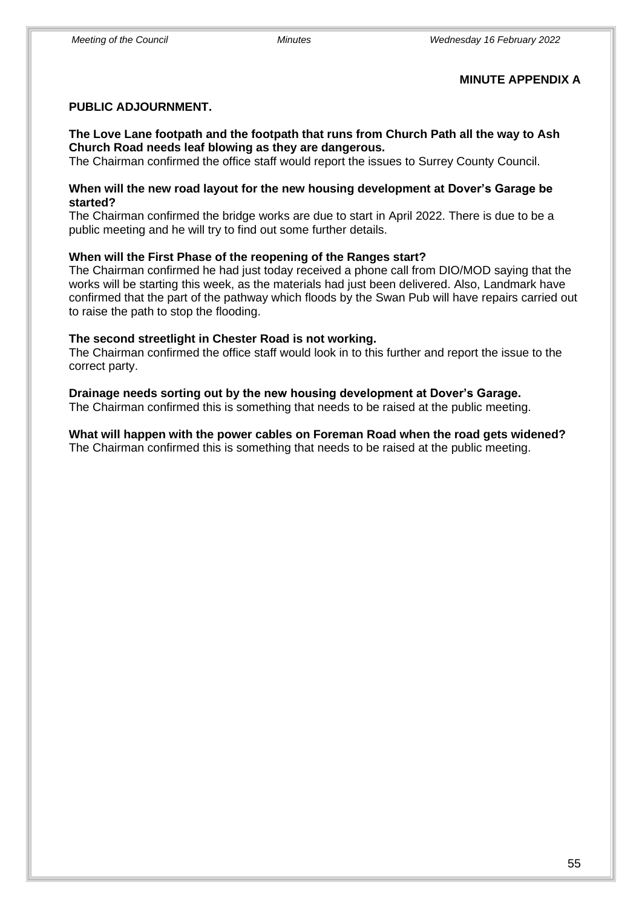**MINUTE APPENDIX A**

**PUBLIC ADJOURNMENT.**

**The Love Lane footpath and the footpath that runs from Church Path all the way to Ash Church Road needs leaf blowing as they are dangerous.**
The Chairman confirmed the office staff would report the issues to Surrey County Council.

**When will the new road layout for the new housing development at Dover's Garage be started?**
The Chairman confirmed the bridge works are due to start in April 2022. There is due to be a public meeting and he will try to find out some further details.

**When will the First Phase of the reopening of the Ranges start?**
The Chairman confirmed he had just today received a phone call from DIO/MOD saying that the works will be starting this week, as the materials had just been delivered. Also, Landmark have confirmed that the part of the pathway which floods by the Swan Pub will have repairs carried out to raise the path to stop the flooding.

**The second streetlight in Chester Road is not working.**
The Chairman confirmed the office staff would look in to this further and report the issue to the correct party.

**Drainage needs sorting out by the new housing development at Dover's Garage.**
The Chairman confirmed this is something that needs to be raised at the public meeting.

**What will happen with the power cables on Foreman Road when the road gets widened?**
The Chairman confirmed this is something that needs to be raised at the public meeting.